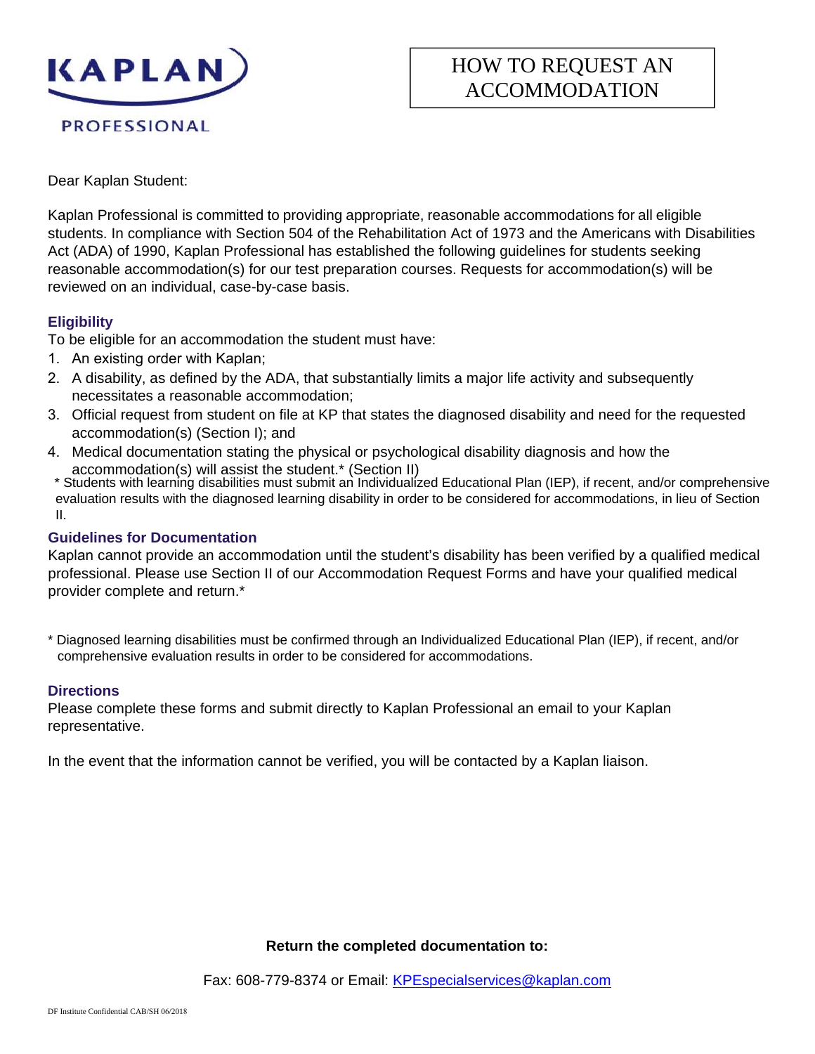KAPLAN PROFESSIONAL

# HOW TO REQUEST AN ACCOMMODATION

Dear Kaplan Student:

Kaplan Professional is committed to providing appropriate, reasonable accommodations for all eligible students. In compliance with Section 504 of the Rehabilitation Act of 1973 and the Americans with Disabilities Act (ADA) of 1990, Kaplan Professional has established the following guidelines for students seeking reasonable accommodation(s) for our test preparation courses. Requests for accommodation(s) will be reviewed on an individual, case-by-case basis.

## Eligibility

To be eligible for an accommodation the student must have:

1. An existing order with Kaplan;
2. A disability, as defined by the ADA, that substantially limits a major life activity and subsequently necessitates a reasonable accommodation;
3. Official request from student on file at KP that states the diagnosed disability and need for the requested accommodation(s) (Section I); and
4. Medical documentation stating the physical or psychological disability diagnosis and how the accommodation(s) will assist the student.* (Section II)

\* Students with learning disabilities must submit an Individualized Educational Plan (IEP), if recent, and/or comprehensive evaluation results with the diagnosed learning disability in order to be considered for accommodations, in lieu of Section II.

## Guidelines for Documentation

Kaplan cannot provide an accommodation until the student's disability has been verified by a qualified medical professional. Please use Section II of our Accommodation Request Forms and have your qualified medical provider complete and return.*

\* Diagnosed learning disabilities must be confirmed through an Individualized Educational Plan (IEP), if recent, and/or comprehensive evaluation results in order to be considered for accommodations.

## Directions

Please complete these forms and submit directly to Kaplan Professional an email to your Kaplan representative.

In the event that the information cannot be verified, you will be contacted by a Kaplan liaison.

**Return the completed documentation to:**

Fax: 608-779-8374 or Email: KPEspecialservices@kaplan.com

DF Institute Confidential CAB/SH 06/2018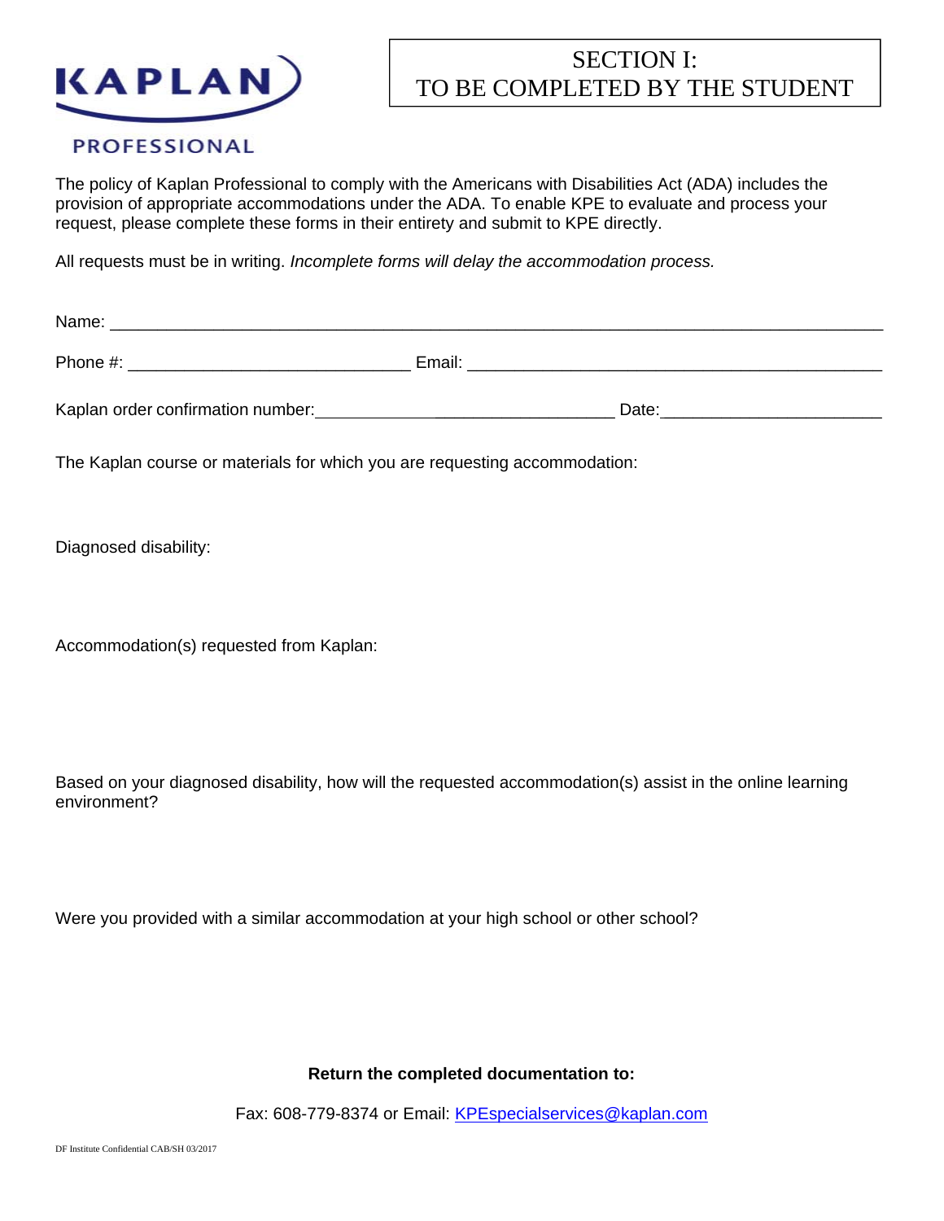KAPLAN PROFESSIONAL

# SECTION I: TO BE COMPLETED BY THE STUDENT

The policy of Kaplan Professional to comply with the Americans with Disabilities Act (ADA) includes the provision of appropriate accommodations under the ADA. To enable KPE to evaluate and process your request, please complete these forms in their entirety and submit to KPE directly.

All requests must be in writing. *Incomplete forms will delay the accommodation process.*

Name: ___________________________________________________________________________

Phone #: ______________________________ Email: _____________________________________________

Kaplan order confirmation number:_________________________________ Date:_______________________

The Kaplan course or materials for which you are requesting accommodation:

Diagnosed disability:

Accommodation(s) requested from Kaplan:

Based on your diagnosed disability, how will the requested accommodation(s) assist in the online learning environment?

Were you provided with a similar accommodation at your high school or other school?

**Return the completed documentation to:**

Fax: 608-779-8374 or Email: KPEspecialservices@kaplan.com

DF Institute Confidential CAB/SH 03/2017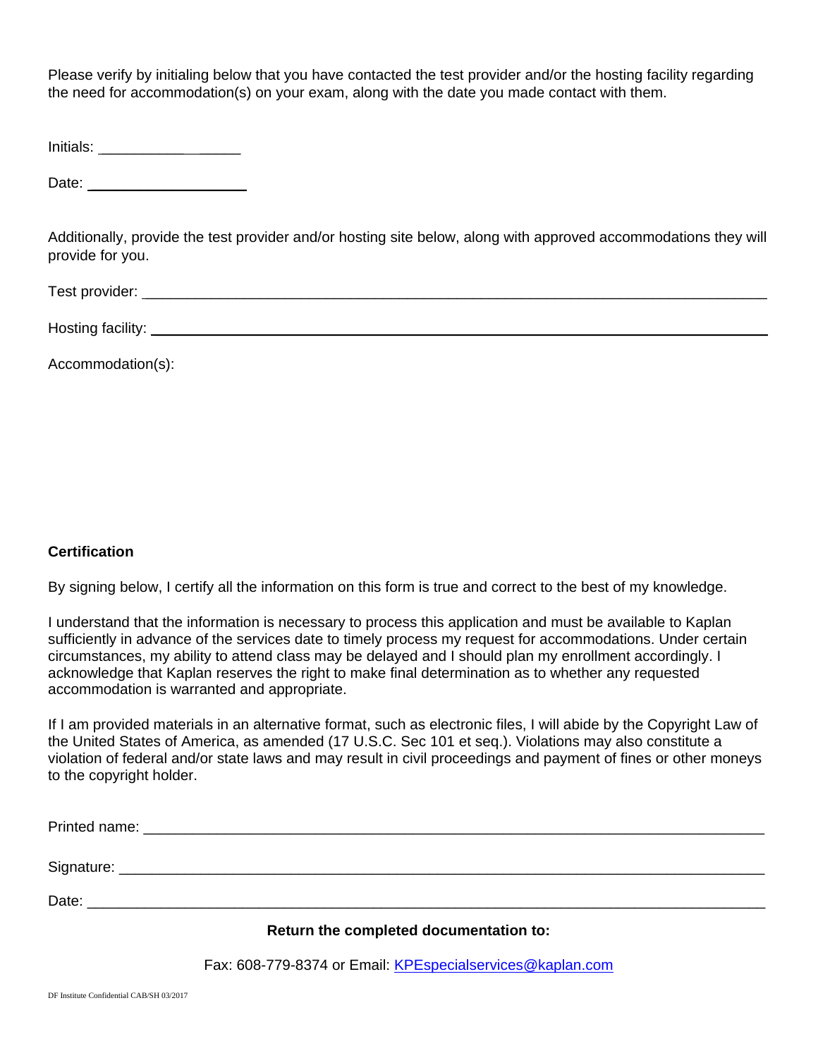Please verify by initialing below that you have contacted the test provider and/or the hosting facility regarding the need for accommodation(s) on your exam, along with the date you made contact with them.

Initials: ________________

Date: ____________________

Additionally, provide the test provider and/or hosting site below, along with approved accommodations they will provide for you.

Test provider: ________________________________________________________________________

Hosting facility: ______________________________________________________________________

Accommodation(s):

**Certification**

By signing below, I certify all the information on this form is true and correct to the best of my knowledge.

I understand that the information is necessary to process this application and must be available to Kaplan sufficiently in advance of the services date to timely process my request for accommodations. Under certain circumstances, my ability to attend class may be delayed and I should plan my enrollment accordingly. I acknowledge that Kaplan reserves the right to make final determination as to whether any requested accommodation is warranted and appropriate.

If I am provided materials in an alternative format, such as electronic files, I will abide by the Copyright Law of the United States of America, as amended (17 U.S.C. Sec 101 et seq.). Violations may also constitute a violation of federal and/or state laws and may result in civil proceedings and payment of fines or other moneys to the copyright holder.

Printed name: ________________________________________________________________________

Signature: ___________________________________________________________________________

Date: _______________________________________________________________________________

**Return the completed documentation to:**

Fax: 608-779-8374 or Email: KPEspecialservices@kaplan.com

DF Institute Confidential CAB/SH 03/2017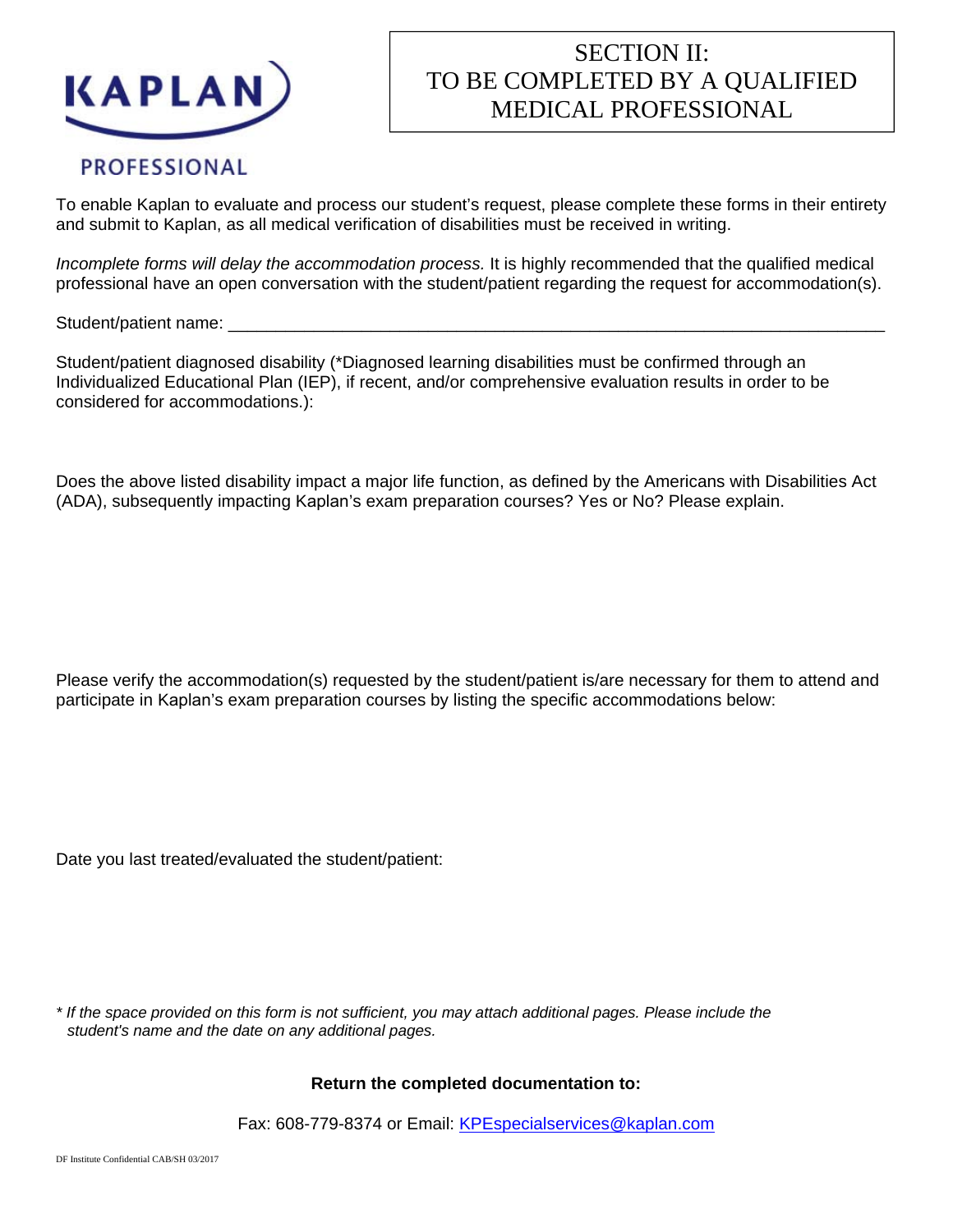KAPLAN PROFESSIONAL

# SECTION II: TO BE COMPLETED BY A QUALIFIED MEDICAL PROFESSIONAL

To enable Kaplan to evaluate and process our student's request, please complete these forms in their entirety and submit to Kaplan, as all medical verification of disabilities must be received in writing.

*Incomplete forms will delay the accommodation process.* It is highly recommended that the qualified medical professional have an open conversation with the student/patient regarding the request for accommodation(s).

Student/patient name: ___________________________________________________________________

Student/patient diagnosed disability (*Diagnosed learning disabilities must be confirmed through an Individualized Educational Plan (IEP), if recent, and/or comprehensive evaluation results in order to be considered for accommodations.):

Does the above listed disability impact a major life function, as defined by the Americans with Disabilities Act (ADA), subsequently impacting Kaplan's exam preparation courses? Yes or No? Please explain.

Please verify the accommodation(s) requested by the student/patient is/are necessary for them to attend and participate in Kaplan's exam preparation courses by listing the specific accommodations below:

Date you last treated/evaluated the student/patient:

*\* If the space provided on this form is not sufficient, you may attach additional pages. Please include the student's name and the date on any additional pages.*

**Return the completed documentation to:**

Fax: 608-779-8374 or Email: KPEspecialservices@kaplan.com

DF Institute Confidential CAB/SH 03/2017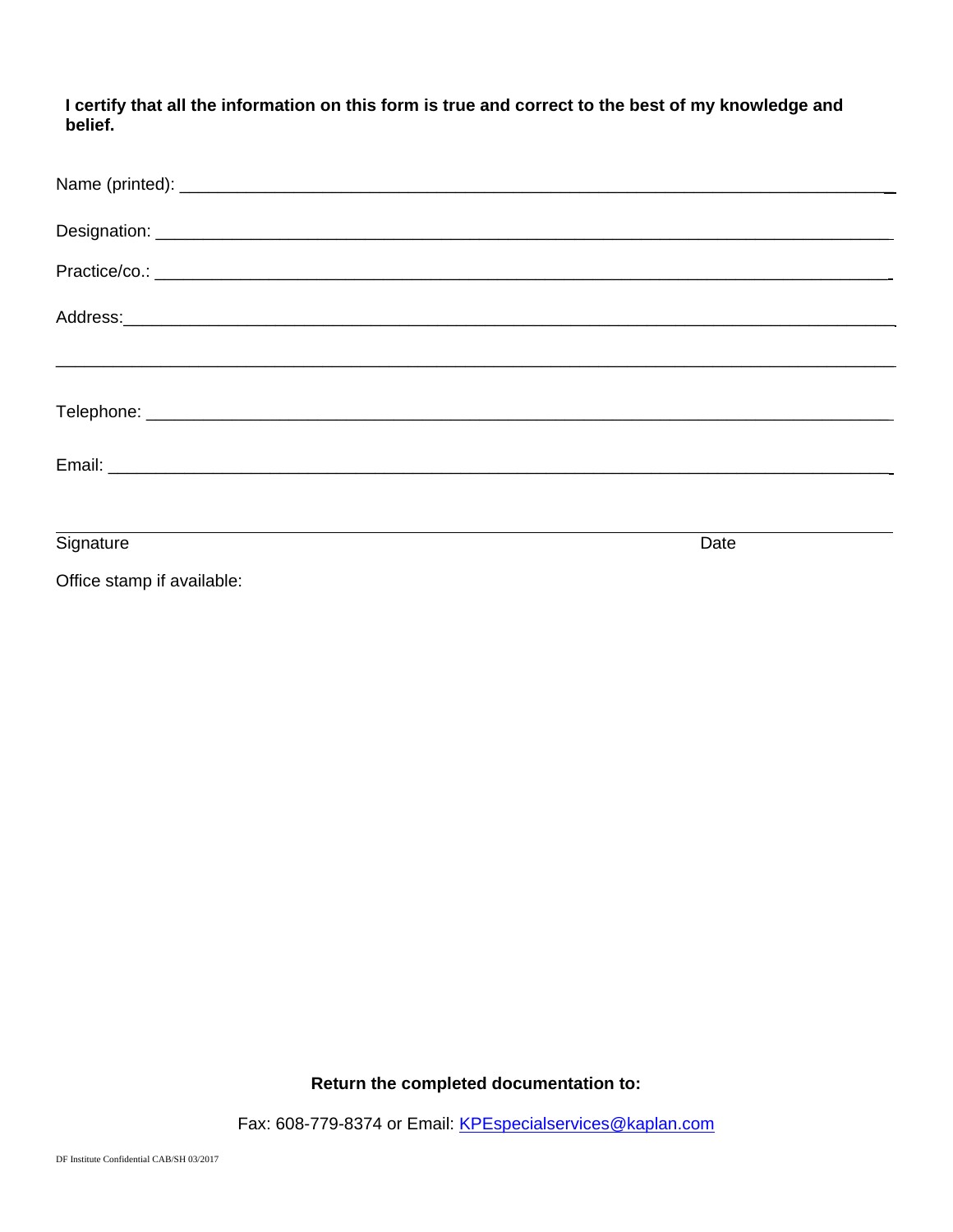**I certify that all the information on this form is true and correct to the best of my knowledge and belief.**

Name (printed): ___________________________________________________________________________

Designation: _____________________________________________________________________________

Practice/co.: _____________________________________________________________________________

Address:_________________________________________________________________________________

_________________________________________________________________________________________

Telephone: _______________________________________________________________________________

Email: ___________________________________________________________________________________

_________________________________________________________________________________________

Signature Date

Office stamp if available:

**Return the completed documentation to:**

Fax: 608-779-8374 or Email: KPEspecialservices@kaplan.com

DF Institute Confidential CAB/SH 03/2017